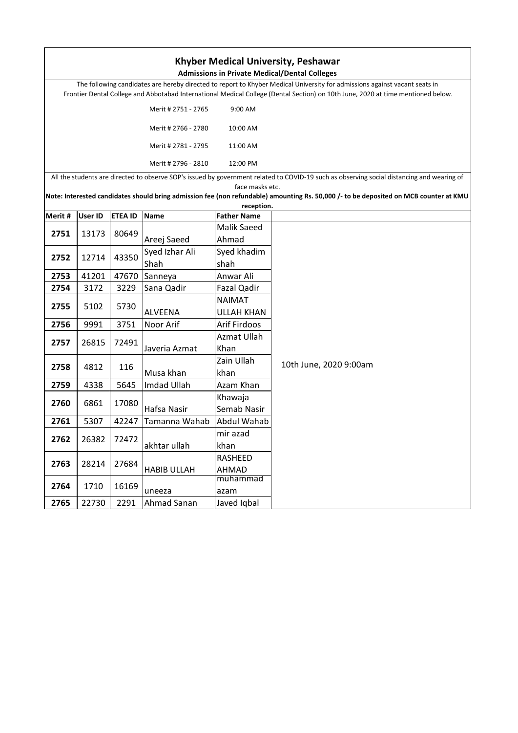# Khyber Medical University, Peshawar

## Admissions in Private Medical/Dental Colleges

The following candidates are hereby directed to report to Khyber Medical University for admissions against vacant seats in Frontier Dental College and Abbotabad International Medical College (Dental Section) on 10th June, 2020 at time mentioned below.

| | |
|---|---|
| Merit # 2751 - 2765 | 9:00 AM |
| Merit # 2766 - 2780 | 10:00 AM |
| Merit # 2781 - 2795 | 11:00 AM |
| Merit # 2796 - 2810 | 12:00 PM |

All the students are directed to observe SOP's issued by government related to COVID-19 such as observing social distancing and wearing of face masks etc.

**Note: Interested candidates should bring admission fee (non refundable) amounting Rs. 50,000 /- to be deposited on MCB counter at KMU reception.**

| Merit # | User ID | ETEA ID | Name | Father Name | |
|---|---|---|---|---|---|
| 2751 | 13173 | 80649 | Areej Saeed | Malik Saeed Ahmad | 10th June, 2020 9:00am |
| 2752 | 12714 | 43350 | Syed Izhar Ali Shah | Syed khadim shah | |
| 2753 | 41201 | 47670 | Sanneya | Anwar Ali | |
| 2754 | 3172 | 3229 | Sana Qadir | Fazal Qadir | |
| 2755 | 5102 | 5730 | ALVEENA | NAIMAT ULLAH KHAN | |
| 2756 | 9991 | 3751 | Noor Arif | Arif Firdoos | |
| 2757 | 26815 | 72491 | Javeria Azmat | Azmat Ullah Khan | |
| 2758 | 4812 | 116 | Musa khan | Zain Ullah khan | |
| 2759 | 4338 | 5645 | Imdad Ullah | Azam Khan | |
| 2760 | 6861 | 17080 | Hafsa Nasir | Khawaja Semab Nasir | |
| 2761 | 5307 | 42247 | Tamanna Wahab | Abdul Wahab | |
| 2762 | 26382 | 72472 | akhtar ullah | mir azad khan | |
| 2763 | 28214 | 27684 | HABIB ULLAH | RASHEED AHMAD | |
| 2764 | 1710 | 16169 | uneeza | muhammad azam | |
| 2765 | 22730 | 2291 | Ahmad Sanan | Javed Iqbal | |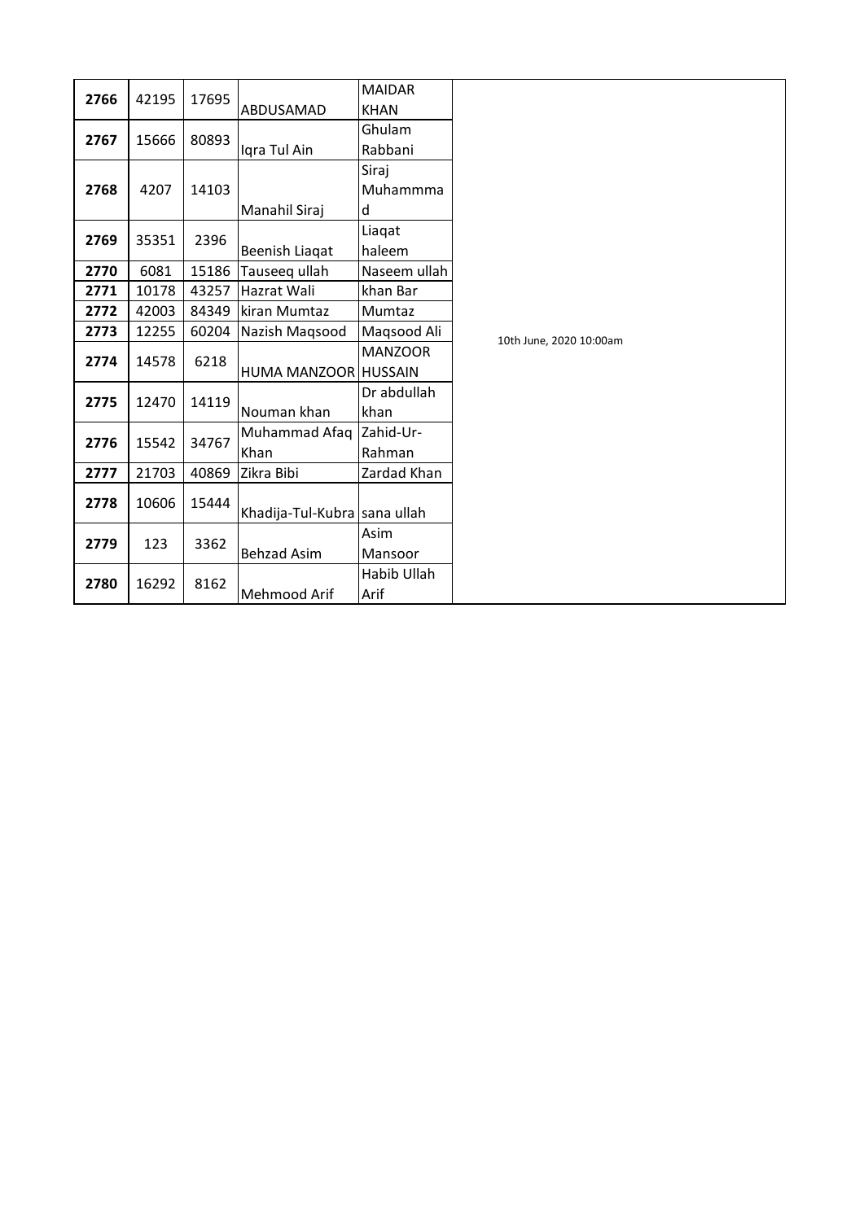| | | | | | |
|---|---|---|---|---|---|
| **2766** | 42195 | 17695 | ABDUSAMAD | MAIDAR KHAN | 10th June, 2020 10:00am |
| **2767** | 15666 | 80893 | Iqra Tul Ain | Ghulam Rabbani | |
| **2768** | 4207 | 14103 | Manahil Siraj | Siraj Muhammmad | |
| **2769** | 35351 | 2396 | Beenish Liaqat | Liaqat haleem | |
| **2770** | 6081 | 15186 | Tauseeq ullah | Naseem ullah | |
| **2771** | 10178 | 43257 | Hazrat Wali | khan Bar | |
| **2772** | 42003 | 84349 | kiran Mumtaz | Mumtaz | |
| **2773** | 12255 | 60204 | Nazish Maqsood | Maqsood Ali | |
| **2774** | 14578 | 6218 | HUMA MANZOOR | MANZOOR HUSSAIN | |
| **2775** | 12470 | 14119 | Nouman khan | Dr abdullah khan | |
| **2776** | 15542 | 34767 | Muhammad Afaq Khan | Zahid-Ur-Rahman | |
| **2777** | 21703 | 40869 | Zikra Bibi | Zardad Khan | |
| **2778** | 10606 | 15444 | Khadija-Tul-Kubra | sana ullah | |
| **2779** | 123 | 3362 | Behzad Asim | Asim Mansoor | |
| **2780** | 16292 | 8162 | Mehmood Arif | Habib Ullah Arif | |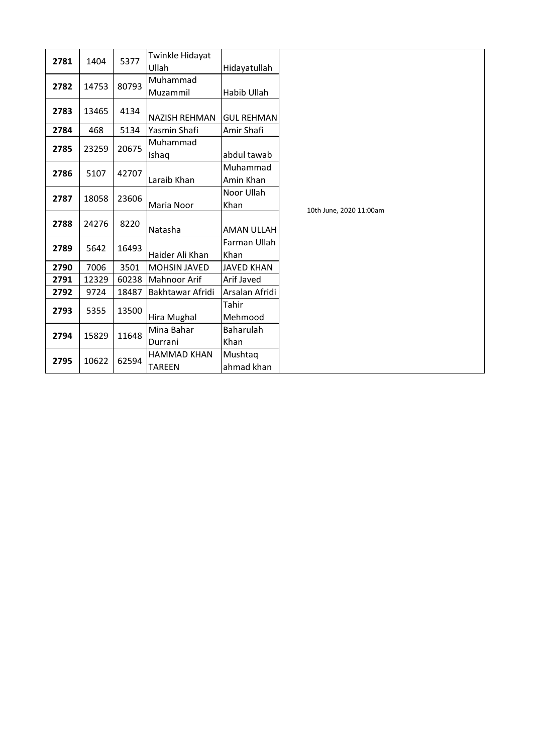| 2781 | 1404 | 5377 | Twinkle Hidayat Ullah | Hidayatullah | 10th June, 2020 11:00am |
|---|---|---|---|---|---|
| 2782 | 14753 | 80793 | Muhammad Muzammil | Habib Ullah | |
| 2783 | 13465 | 4134 | NAZISH REHMAN | GUL REHMAN | |
| 2784 | 468 | 5134 | Yasmin Shafi | Amir Shafi | |
| 2785 | 23259 | 20675 | Muhammad Ishaq | abdul tawab | |
| 2786 | 5107 | 42707 | Laraib Khan | Muhammad Amin Khan | |
| 2787 | 18058 | 23606 | Maria Noor | Noor Ullah Khan | |
| 2788 | 24276 | 8220 | Natasha | AMAN ULLAH | |
| 2789 | 5642 | 16493 | Haider Ali Khan | Farman Ullah Khan | |
| 2790 | 7006 | 3501 | MOHSIN JAVED | JAVED KHAN | |
| 2791 | 12329 | 60238 | Mahnoor Arif | Arif Javed | |
| 2792 | 9724 | 18487 | Bakhtawar Afridi | Arsalan Afridi | |
| 2793 | 5355 | 13500 | Hira Mughal | Tahir Mehmood | |
| 2794 | 15829 | 11648 | Mina Bahar Durrani | Baharulah Khan | |
| 2795 | 10622 | 62594 | HAMMAD KHAN TAREEN | Mushtaq ahmad khan | |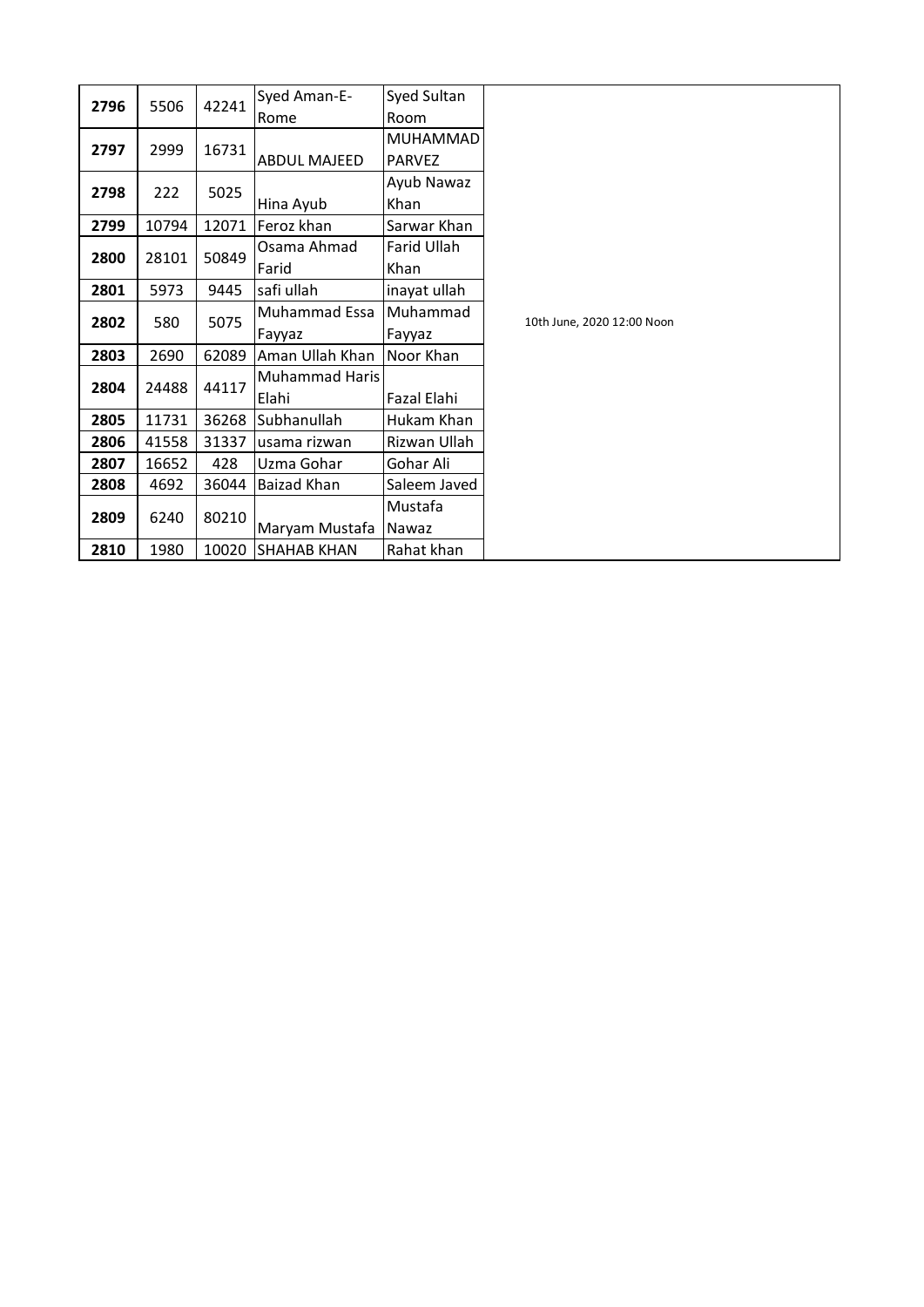| | | | | | |
|---|---|---|---|---|---|
| **2796** | 5506 | 42241 | Syed Aman-E-Rome | Syed Sultan Room | 10th June, 2020 12:00 Noon |
| **2797** | 2999 | 16731 | ABDUL MAJEED | MUHAMMAD PARVEZ | |
| **2798** | 222 | 5025 | Hina Ayub | Ayub Nawaz Khan | |
| **2799** | 10794 | 12071 | Feroz khan | Sarwar Khan | |
| **2800** | 28101 | 50849 | Osama Ahmad Farid | Farid Ullah Khan | |
| **2801** | 5973 | 9445 | safi ullah | inayat ullah | |
| **2802** | 580 | 5075 | Muhammad Essa Fayyaz | Muhammad Fayyaz | |
| **2803** | 2690 | 62089 | Aman Ullah Khan | Noor Khan | |
| **2804** | 24488 | 44117 | Muhammad Haris Elahi | Fazal Elahi | |
| **2805** | 11731 | 36268 | Subhanullah | Hukam Khan | |
| **2806** | 41558 | 31337 | usama rizwan | Rizwan Ullah | |
| **2807** | 16652 | 428 | Uzma Gohar | Gohar Ali | |
| **2808** | 4692 | 36044 | Baizad Khan | Saleem Javed | |
| **2809** | 6240 | 80210 | Maryam Mustafa | Mustafa Nawaz | |
| **2810** | 1980 | 10020 | SHAHAB KHAN | Rahat khan | |